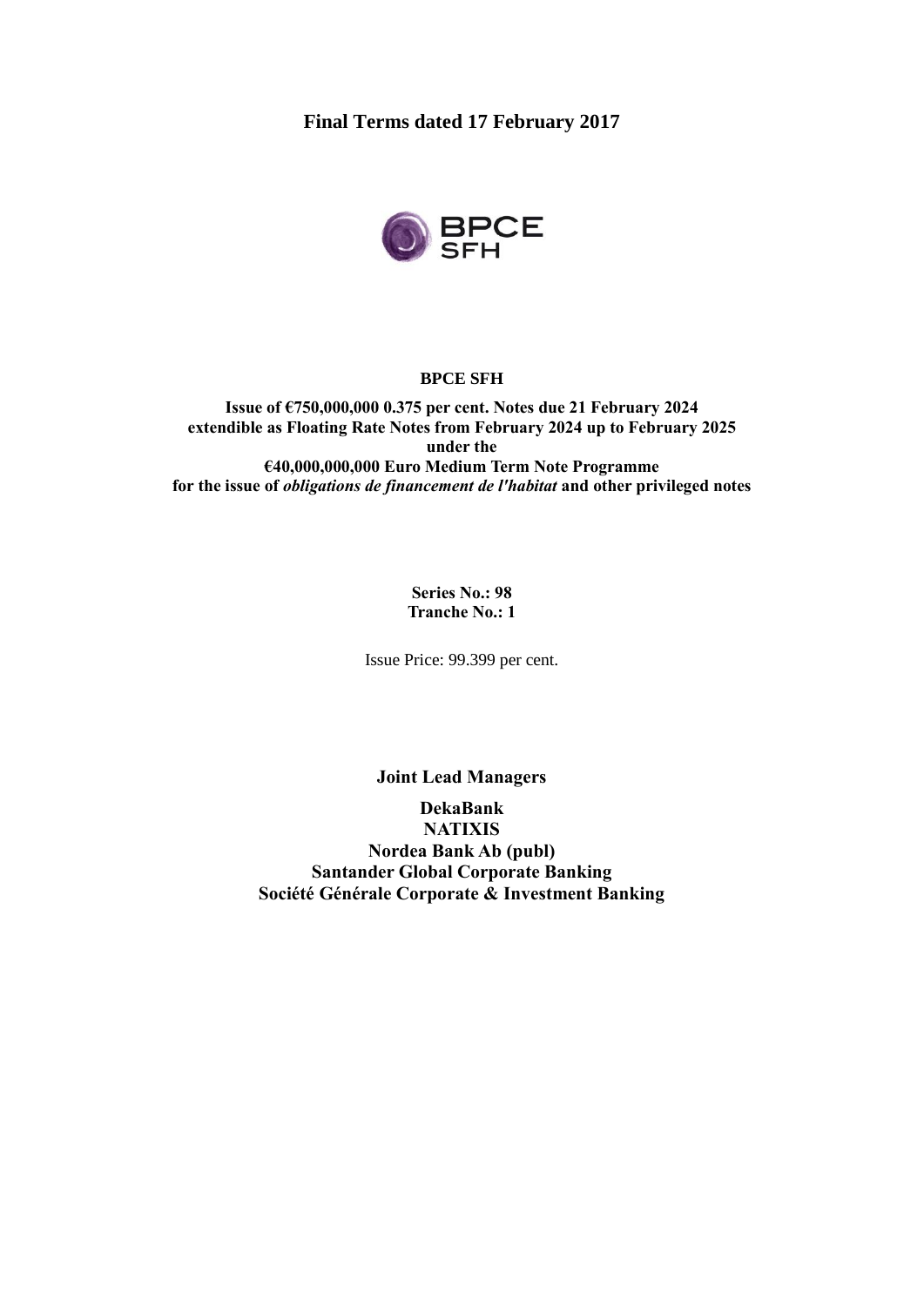# Final Terms dated 17 February 2017

BPCE SFH

**BPCE SFH**

**Issue of €750,000,000 0.375 per cent. Notes due 21 February 2024**
**extendible as Floating Rate Notes from February 2024 up to February 2025**
**under the**
**€40,000,000,000 Euro Medium Term Note Programme**
**for the issue of *obligations de financement de l'habitat* and other privileged notes**

**Series No.: 98**
**Tranche No.: 1**

Issue Price: 99.399 per cent.

**Joint Lead Managers**

**DekaBank**
**NATIXIS**
**Nordea Bank Ab (publ)**
**Santander Global Corporate Banking**
**Société Générale Corporate & Investment Banking**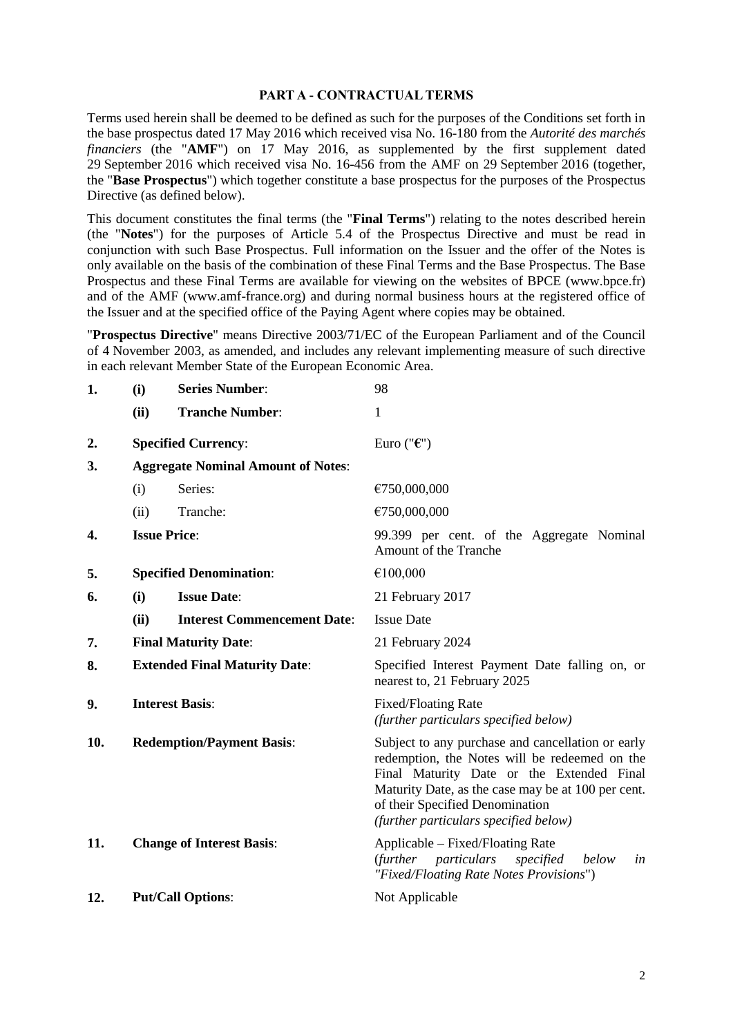## PART A - CONTRACTUAL TERMS

Terms used herein shall be deemed to be defined as such for the purposes of the Conditions set forth in the base prospectus dated 17 May 2016 which received visa No. 16-180 from the *Autorité des marchés financiers* (the "**AMF**") on 17 May 2016, as supplemented by the first supplement dated 29 September 2016 which received visa No. 16-456 from the AMF on 29 September 2016 (together, the "**Base Prospectus**") which together constitute a base prospectus for the purposes of the Prospectus Directive (as defined below).

This document constitutes the final terms (the "**Final Terms**") relating to the notes described herein (the "**Notes**") for the purposes of Article 5.4 of the Prospectus Directive and must be read in conjunction with such Base Prospectus. Full information on the Issuer and the offer of the Notes is only available on the basis of the combination of these Final Terms and the Base Prospectus. The Base Prospectus and these Final Terms are available for viewing on the websites of BPCE (www.bpce.fr) and of the AMF (www.amf-france.org) and during normal business hours at the registered office of the Issuer and at the specified office of the Paying Agent where copies may be obtained.

"**Prospectus Directive**" means Directive 2003/71/EC of the European Parliament and of the Council of 4 November 2003, as amended, and includes any relevant implementing measure of such directive in each relevant Member State of the European Economic Area.

| | | | |
|---|---|---|---|
| **1.** | **(i)** | **Series Number**: | 98 |
| | **(ii)** | **Tranche Number**: | 1 |
| **2.** | | **Specified Currency**: | Euro ("**€**") |
| **3.** | | **Aggregate Nominal Amount of Notes**: | |
| | (i) | Series: | €750,000,000 |
| | (ii) | Tranche: | €750,000,000 |
| **4.** | | **Issue Price**: | 99.399 per cent. of the Aggregate Nominal Amount of the Tranche |
| **5.** | | **Specified Denomination**: | €100,000 |
| **6.** | **(i)** | **Issue Date**: | 21 February 2017 |
| | **(ii)** | **Interest Commencement Date**: | Issue Date |
| **7.** | | **Final Maturity Date**: | 21 February 2024 |
| **8.** | | **Extended Final Maturity Date**: | Specified Interest Payment Date falling on, or nearest to, 21 February 2025 |
| **9.** | | **Interest Basis**: | Fixed/Floating Rate *(further particulars specified below)* |
| **10.** | | **Redemption/Payment Basis**: | Subject to any purchase and cancellation or early redemption, the Notes will be redeemed on the Final Maturity Date or the Extended Final Maturity Date, as the case may be at 100 per cent. of their Specified Denomination *(further particulars specified below)* |
| **11.** | | **Change of Interest Basis**: | Applicable – Fixed/Floating Rate (*further particulars specified below in "Fixed/Floating Rate Notes Provisions*") |
| **12.** | | **Put/Call Options**: | Not Applicable |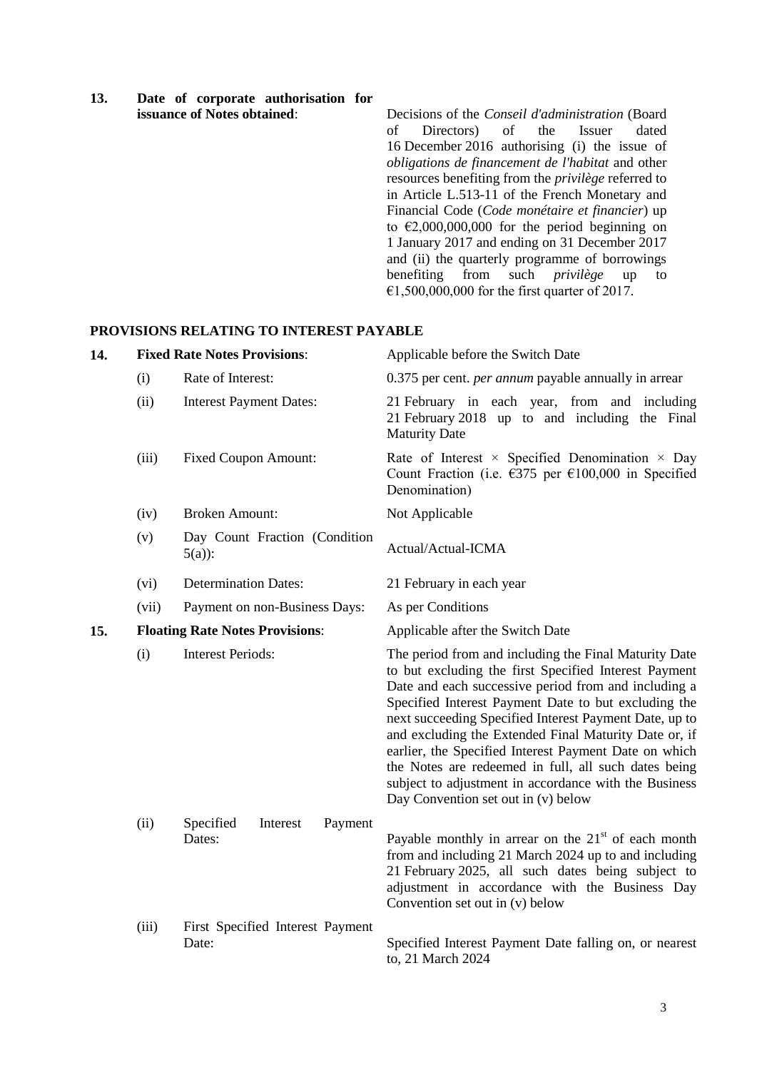**13. Date of corporate authorisation for issuance of Notes obtained**: Decisions of the *Conseil d'administration* (Board of Directors) of the Issuer dated 16 December 2016 authorising (i) the issue of *obligations de financement de l'habitat* and other resources benefiting from the *privilège* referred to in Article L.513-11 of the French Monetary and Financial Code (*Code monétaire et financier*) up to €2,000,000,000 for the period beginning on 1 January 2017 and ending on 31 December 2017 and (ii) the quarterly programme of borrowings benefiting from such *privilège* up to €1,500,000,000 for the first quarter of 2017.

## PROVISIONS RELATING TO INTEREST PAYABLE

| | | | |
|---|---|---|---|
| **14.** | **Fixed Rate Notes Provisions**: | | Applicable before the Switch Date |
| | (i) | Rate of Interest: | 0.375 per cent. *per annum* payable annually in arrear |
| | (ii) | Interest Payment Dates: | 21 February in each year, from and including 21 February 2018 up to and including the Final Maturity Date |
| | (iii) | Fixed Coupon Amount: | Rate of Interest × Specified Denomination × Day Count Fraction (i.e. €375 per €100,000 in Specified Denomination) |
| | (iv) | Broken Amount: | Not Applicable |
| | (v) | Day Count Fraction (Condition 5(a)): | Actual/Actual-ICMA |
| | (vi) | Determination Dates: | 21 February in each year |
| | (vii) | Payment on non-Business Days: | As per Conditions |
| **15.** | **Floating Rate Notes Provisions**: | | Applicable after the Switch Date |
| | (i) | Interest Periods: | The period from and including the Final Maturity Date to but excluding the first Specified Interest Payment Date and each successive period from and including a Specified Interest Payment Date to but excluding the next succeeding Specified Interest Payment Date, up to and excluding the Extended Final Maturity Date or, if earlier, the Specified Interest Payment Date on which the Notes are redeemed in full, all such dates being subject to adjustment in accordance with the Business Day Convention set out in (v) below |
| | (ii) | Specified Interest Payment Dates: | Payable monthly in arrear on the 21st of each month from and including 21 March 2024 up to and including 21 February 2025, all such dates being subject to adjustment in accordance with the Business Day Convention set out in (v) below |
| | (iii) | First Specified Interest Payment Date: | Specified Interest Payment Date falling on, or nearest to, 21 March 2024 |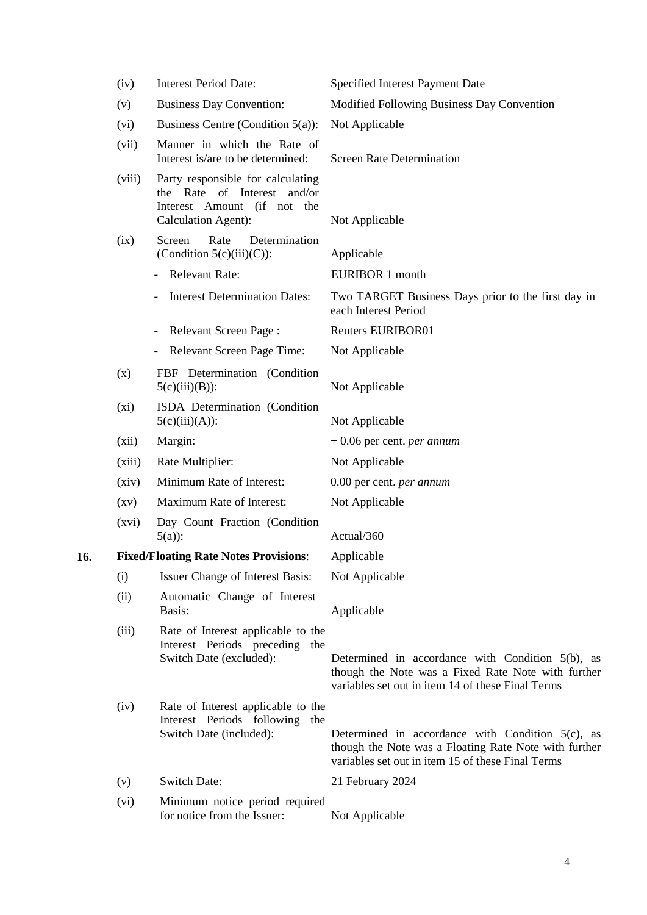| | | |
|---|---|---|
| (iv) | Interest Period Date: | Specified Interest Payment Date |
| (v) | Business Day Convention: | Modified Following Business Day Convention |
| (vi) | Business Centre (Condition 5(a)): | Not Applicable |
| (vii) | Manner in which the Rate of Interest is/are to be determined: | Screen Rate Determination |
| (viii) | Party responsible for calculating the Rate of Interest and/or Interest Amount (if not the Calculation Agent): | Not Applicable |
| (ix) | Screen Rate Determination (Condition 5(c)(iii)(C)): | Applicable |
| | - Relevant Rate: | EURIBOR 1 month |
| | - Interest Determination Dates: | Two TARGET Business Days prior to the first day in each Interest Period |
| | - Relevant Screen Page : | Reuters EURIBOR01 |
| | - Relevant Screen Page Time: | Not Applicable |
| (x) | FBF Determination (Condition 5(c)(iii)(B)): | Not Applicable |
| (xi) | ISDA Determination (Condition 5(c)(iii)(A)): | Not Applicable |
| (xii) | Margin: | + 0.06 per cent. *per annum* |
| (xiii) | Rate Multiplier: | Not Applicable |
| (xiv) | Minimum Rate of Interest: | 0.00 per cent. *per annum* |
| (xv) | Maximum Rate of Interest: | Not Applicable |
| (xvi) | Day Count Fraction (Condition 5(a)): | Actual/360 |

**16. Fixed/Floating Rate Notes Provisions**: Applicable

| | | |
|---|---|---|
| (i) | Issuer Change of Interest Basis: | Not Applicable |
| (ii) | Automatic Change of Interest Basis: | Applicable |
| (iii) | Rate of Interest applicable to the Interest Periods preceding the Switch Date (excluded): | Determined in accordance with Condition 5(b), as though the Note was a Fixed Rate Note with further variables set out in item 14 of these Final Terms |
| (iv) | Rate of Interest applicable to the Interest Periods following the Switch Date (included): | Determined in accordance with Condition 5(c), as though the Note was a Floating Rate Note with further variables set out in item 15 of these Final Terms |
| (v) | Switch Date: | 21 February 2024 |
| (vi) | Minimum notice period required for notice from the Issuer: | Not Applicable |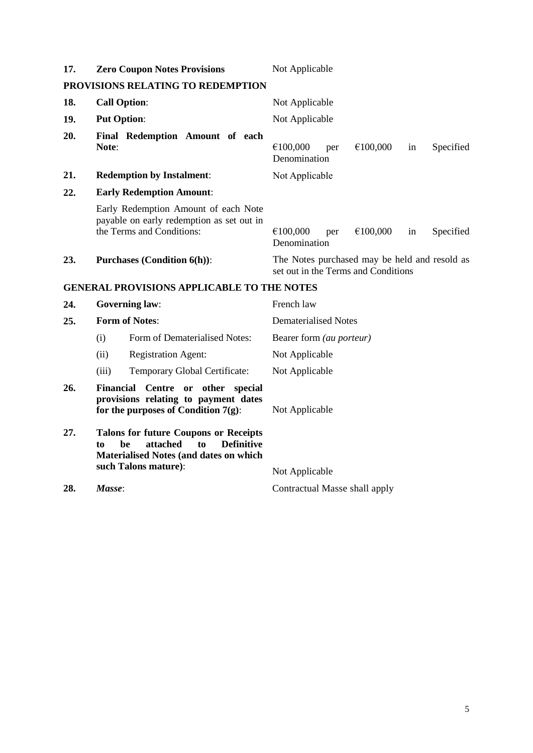| | | |
|---|---|---|
| **17.** | **Zero Coupon Notes Provisions** | Not Applicable |

**PROVISIONS RELATING TO REDEMPTION**

| | | |
|---|---|---|
| **18.** | **Call Option**: | Not Applicable |
| **19.** | **Put Option**: | Not Applicable |
| **20.** | **Final Redemption Amount of each Note**: | €100,000 per €100,000 in Specified Denomination |
| **21.** | **Redemption by Instalment**: | Not Applicable |
| **22.** | **Early Redemption Amount**: | |
| | Early Redemption Amount of each Note payable on early redemption as set out in the Terms and Conditions: | €100,000 per €100,000 in Specified Denomination |
| **23.** | **Purchases (Condition 6(h))**: | The Notes purchased may be held and resold as set out in the Terms and Conditions |

**GENERAL PROVISIONS APPLICABLE TO THE NOTES**

| | | |
|---|---|---|
| **24.** | **Governing law**: | French law |
| **25.** | **Form of Notes**: | Dematerialised Notes |
| | (i) Form of Dematerialised Notes: | Bearer form *(au porteur)* |
| | (ii) Registration Agent: | Not Applicable |
| | (iii) Temporary Global Certificate: | Not Applicable |
| **26.** | **Financial Centre or other special provisions relating to payment dates for the purposes of Condition 7(g)**: | Not Applicable |
| **27.** | **Talons for future Coupons or Receipts to be attached to Definitive Materialised Notes (and dates on which such Talons mature)**: | Not Applicable |
| **28.** | ***Masse***: | Contractual Masse shall apply |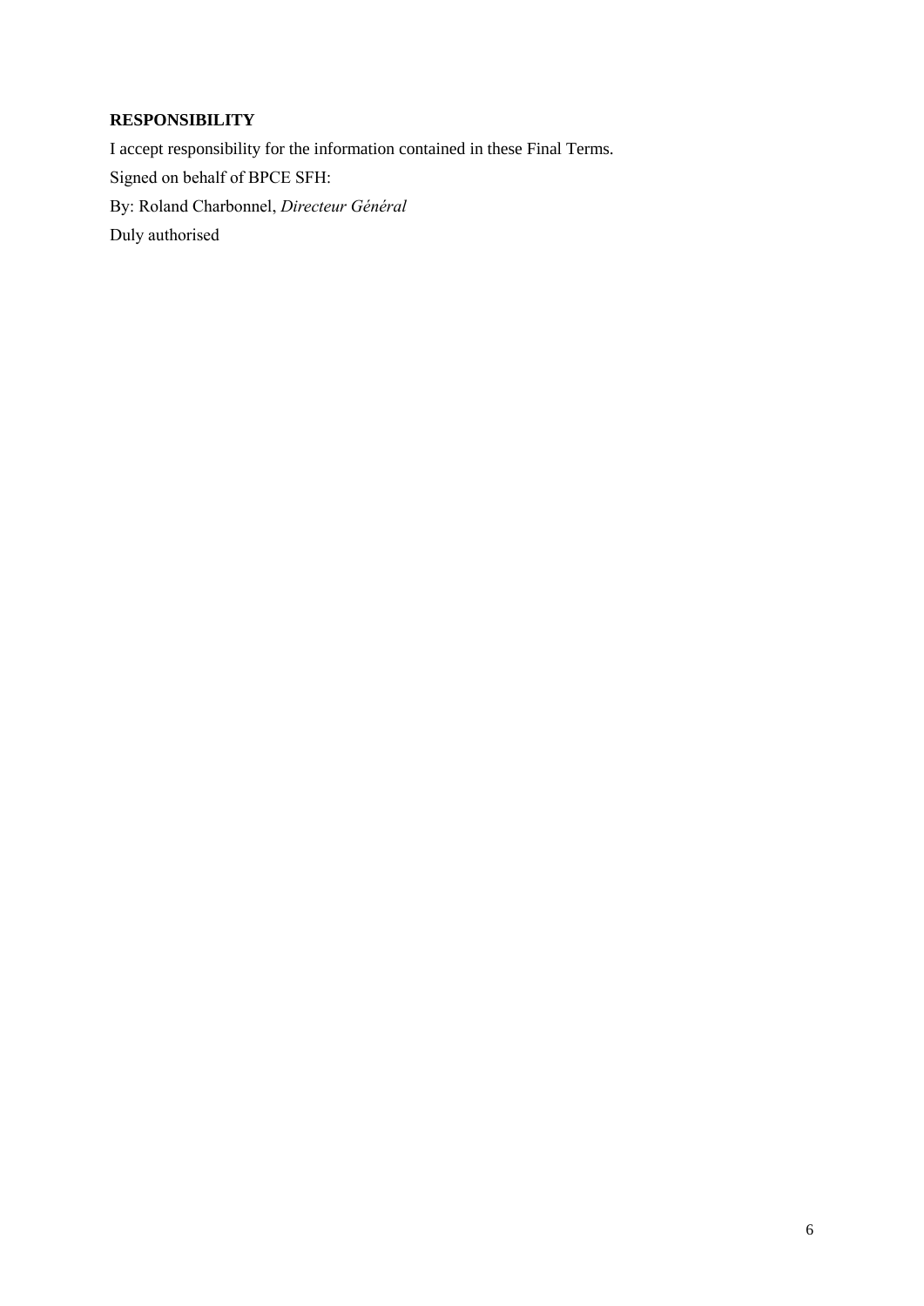**RESPONSIBILITY**

I accept responsibility for the information contained in these Final Terms.

Signed on behalf of BPCE SFH:

By: Roland Charbonnel, *Directeur Général*

Duly authorised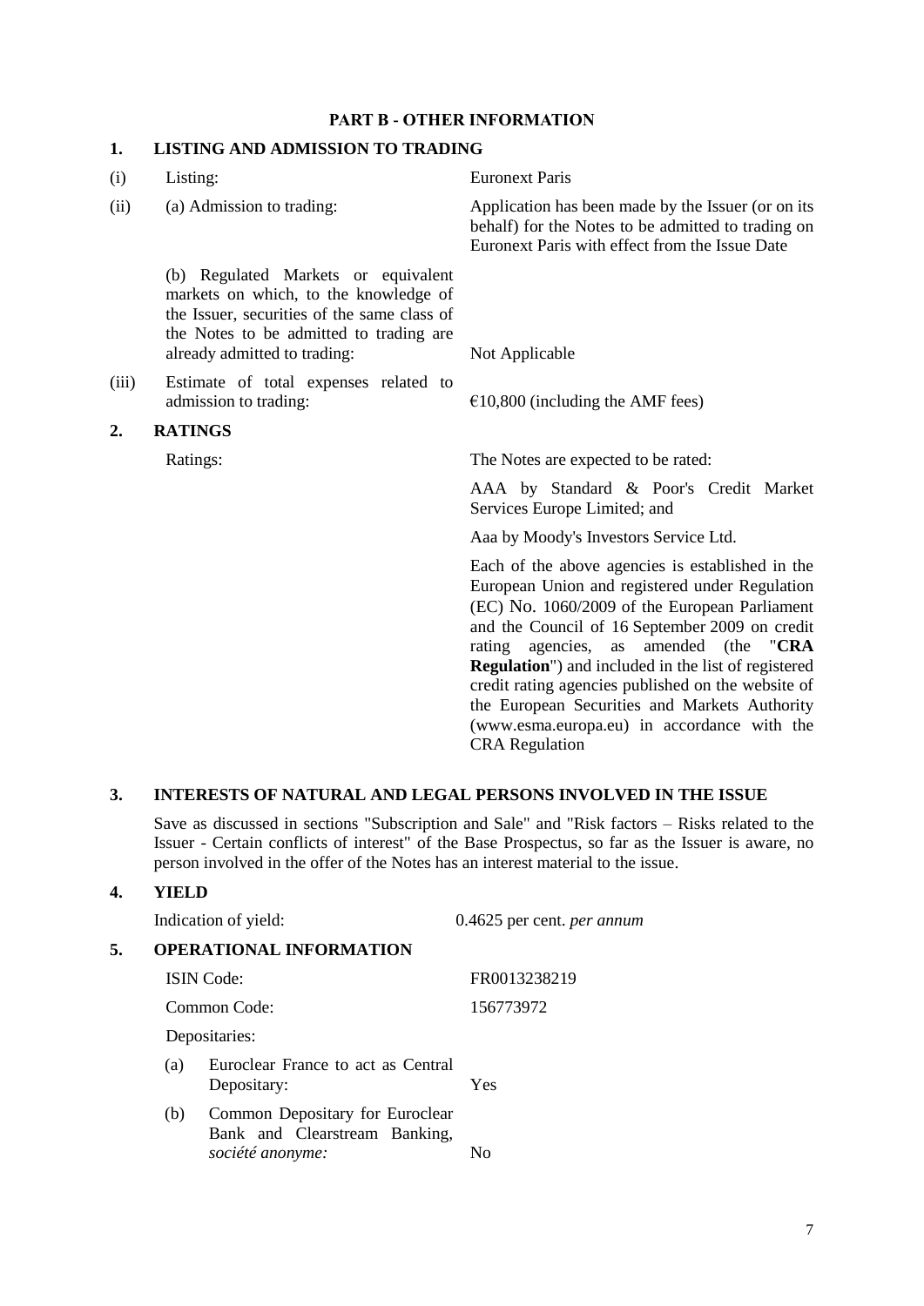## PART B - OTHER INFORMATION

### 1. LISTING AND ADMISSION TO TRADING

| | | |
|---|---|---|
| (i) | Listing: | Euronext Paris |
| (ii) | (a) Admission to trading: | Application has been made by the Issuer (or on its behalf) for the Notes to be admitted to trading on Euronext Paris with effect from the Issue Date |
| | (b) Regulated Markets or equivalent markets on which, to the knowledge of the Issuer, securities of the same class of the Notes to be admitted to trading are already admitted to trading: | Not Applicable |
| (iii) | Estimate of total expenses related to admission to trading: | €10,800 (including the AMF fees) |

### 2. RATINGS

Ratings: The Notes are expected to be rated:

AAA by Standard & Poor's Credit Market Services Europe Limited; and

Aaa by Moody's Investors Service Ltd.

Each of the above agencies is established in the European Union and registered under Regulation (EC) No. 1060/2009 of the European Parliament and the Council of 16 September 2009 on credit rating agencies, as amended (the "**CRA Regulation**") and included in the list of registered credit rating agencies published on the website of the European Securities and Markets Authority (www.esma.europa.eu) in accordance with the CRA Regulation

### 3. INTERESTS OF NATURAL AND LEGAL PERSONS INVOLVED IN THE ISSUE

Save as discussed in sections "Subscription and Sale" and "Risk factors – Risks related to the Issuer - Certain conflicts of interest" of the Base Prospectus, so far as the Issuer is aware, no person involved in the offer of the Notes has an interest material to the issue.

### 4. YIELD

Indication of yield: 0.4625 per cent. *per annum*

### 5. OPERATIONAL INFORMATION

| | |
|---|---|
| ISIN Code: | FR0013238219 |
| Common Code: | 156773972 |
| Depositaries: | |
| (a) Euroclear France to act as Central Depositary: | Yes |
| (b) Common Depositary for Euroclear Bank and Clearstream Banking, *société anonyme:* | No |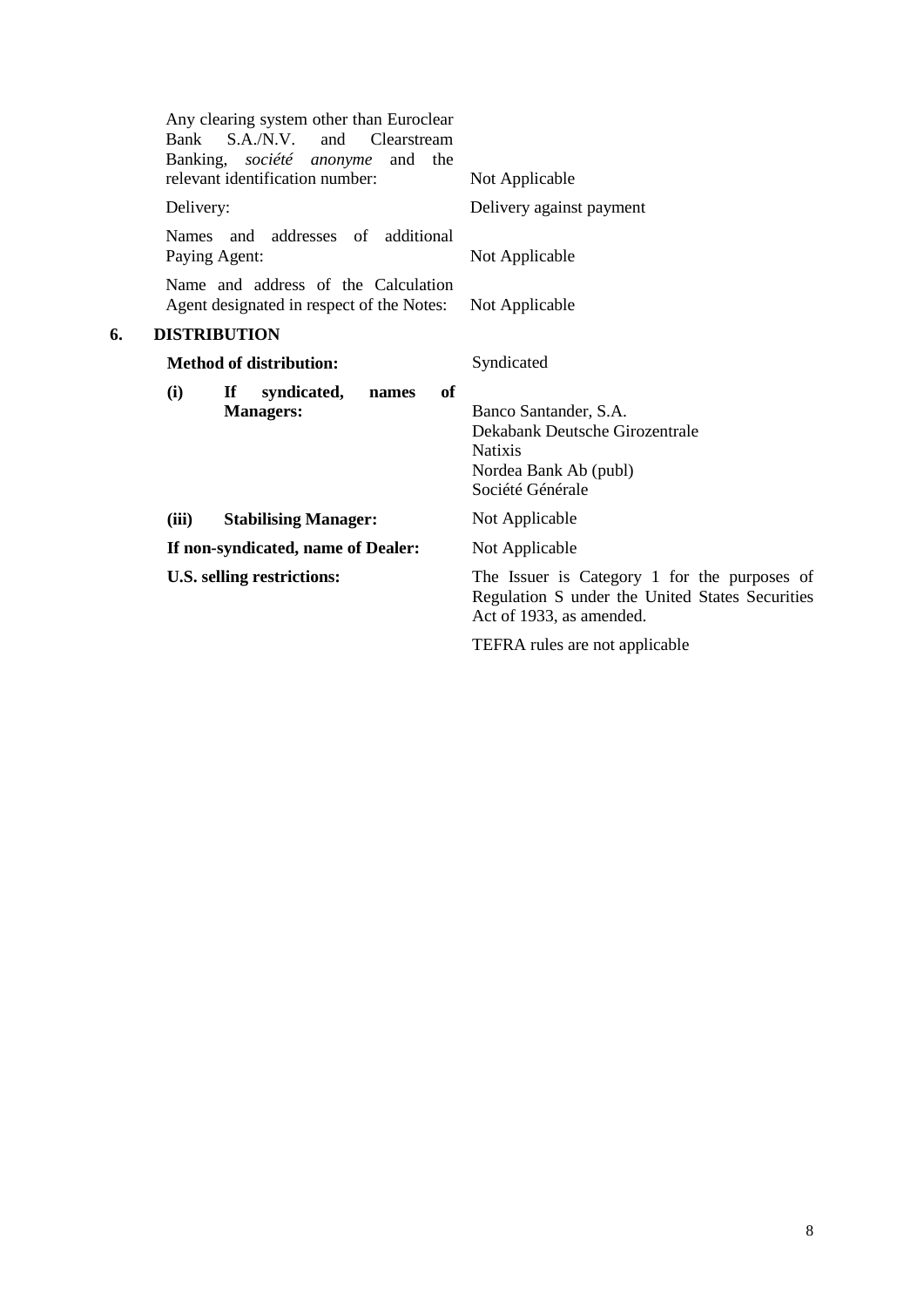| | |
|---|---|
| Any clearing system other than Euroclear Bank S.A./N.V. and Clearstream Banking, *société anonyme* and the relevant identification number: | Not Applicable |
| Delivery: | Delivery against payment |
| Names and addresses of additional Paying Agent: | Not Applicable |
| Name and address of the Calculation Agent designated in respect of the Notes: | Not Applicable |

## 6. DISTRIBUTION

| | |
|---|---|
| **Method of distribution:** | Syndicated |
| **(i) If syndicated, names of Managers:** | Banco Santander, S.A.<br>Dekabank Deutsche Girozentrale<br>Natixis<br>Nordea Bank Ab (publ)<br>Société Générale |
| **(iii) Stabilising Manager:** | Not Applicable |
| **If non-syndicated, name of Dealer:** | Not Applicable |
| **U.S. selling restrictions:** | The Issuer is Category 1 for the purposes of Regulation S under the United States Securities Act of 1933, as amended.<br><br>TEFRA rules are not applicable |